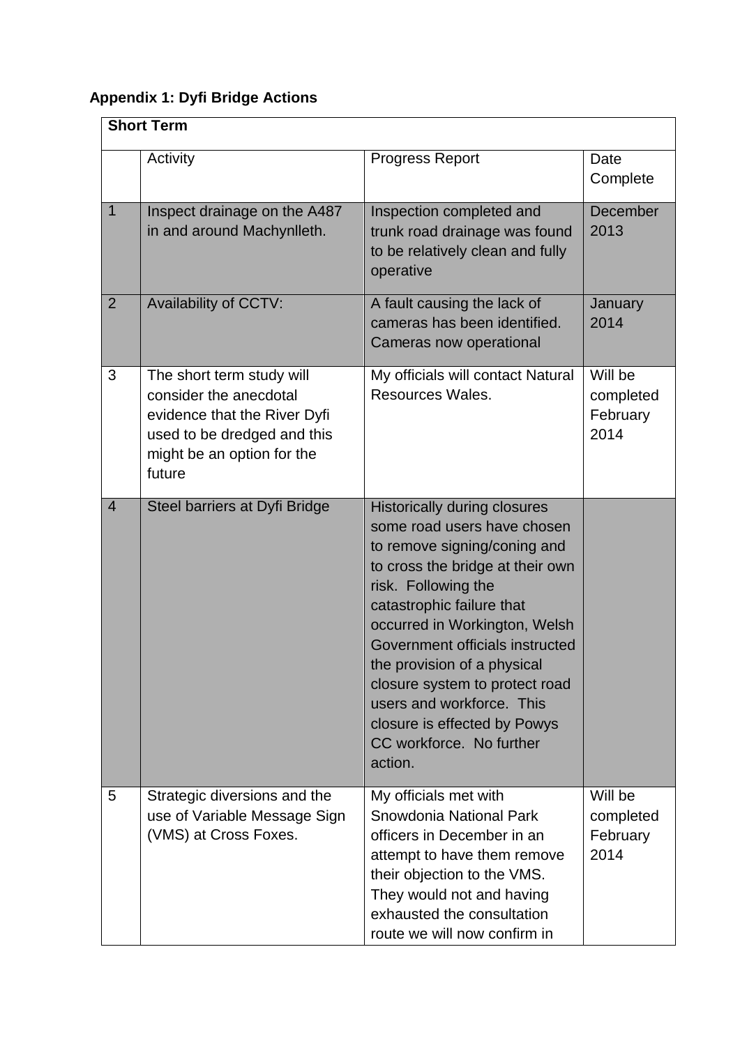**Appendix 1: Dyfi Bridge Actions**

| Short Term | | | |
|---|---|---|---|
| | Activity | Progress Report | Date Complete |
| 1 | Inspect drainage on the A487 in and around Machynlleth. | Inspection completed and trunk road drainage was found to be relatively clean and fully operative | December 2013 |
| 2 | Availability of CCTV: | A fault causing the lack of cameras has been identified. Cameras now operational | January 2014 |
| 3 | The short term study will consider the anecdotal evidence that the River Dyfi used to be dredged and this might be an option for the future | My officials will contact Natural Resources Wales. | Will be completed February 2014 |
| 4 | Steel barriers at Dyfi Bridge | Historically during closures some road users have chosen to remove signing/coning and to cross the bridge at their own risk. Following the catastrophic failure that occurred in Workington, Welsh Government officials instructed the provision of a physical closure system to protect road users and workforce. This closure is effected by Powys CC workforce. No further action. | |
| 5 | Strategic diversions and the use of Variable Message Sign (VMS) at Cross Foxes. | My officials met with Snowdonia National Park officers in December in an attempt to have them remove their objection to the VMS. They would not and having exhausted the consultation route we will now confirm in | Will be completed February 2014 |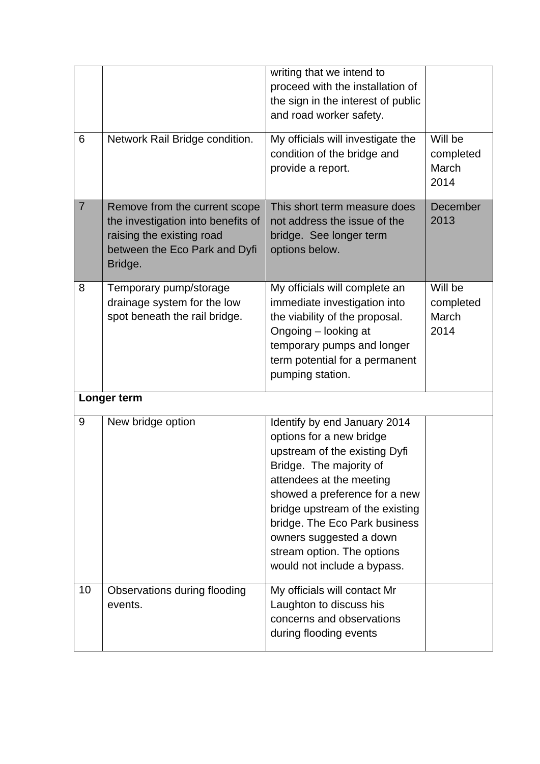| | | | |
|---|---|---|---|
| | | writing that we intend to proceed with the installation of the sign in the interest of public and road worker safety. | |
| 6 | Network Rail Bridge condition. | My officials will investigate the condition of the bridge and provide a report. | Will be completed March 2014 |
| 7 | Remove from the current scope the investigation into benefits of raising the existing road between the Eco Park and Dyfi Bridge. | This short term measure does not address the issue of the bridge. See longer term options below. | December 2013 |
| 8 | Temporary pump/storage drainage system for the low spot beneath the rail bridge. | My officials will complete an immediate investigation into the viability of the proposal. Ongoing – looking at temporary pumps and longer term potential for a permanent pumping station. | Will be completed March 2014 |
| **Longer term** | | | |
| 9 | New bridge option | Identify by end January 2014 options for a new bridge upstream of the existing Dyfi Bridge. The majority of attendees at the meeting showed a preference for a new bridge upstream of the existing bridge. The Eco Park business owners suggested a down stream option. The options would not include a bypass. | |
| 10 | Observations during flooding events. | My officials will contact Mr Laughton to discuss his concerns and observations during flooding events | |